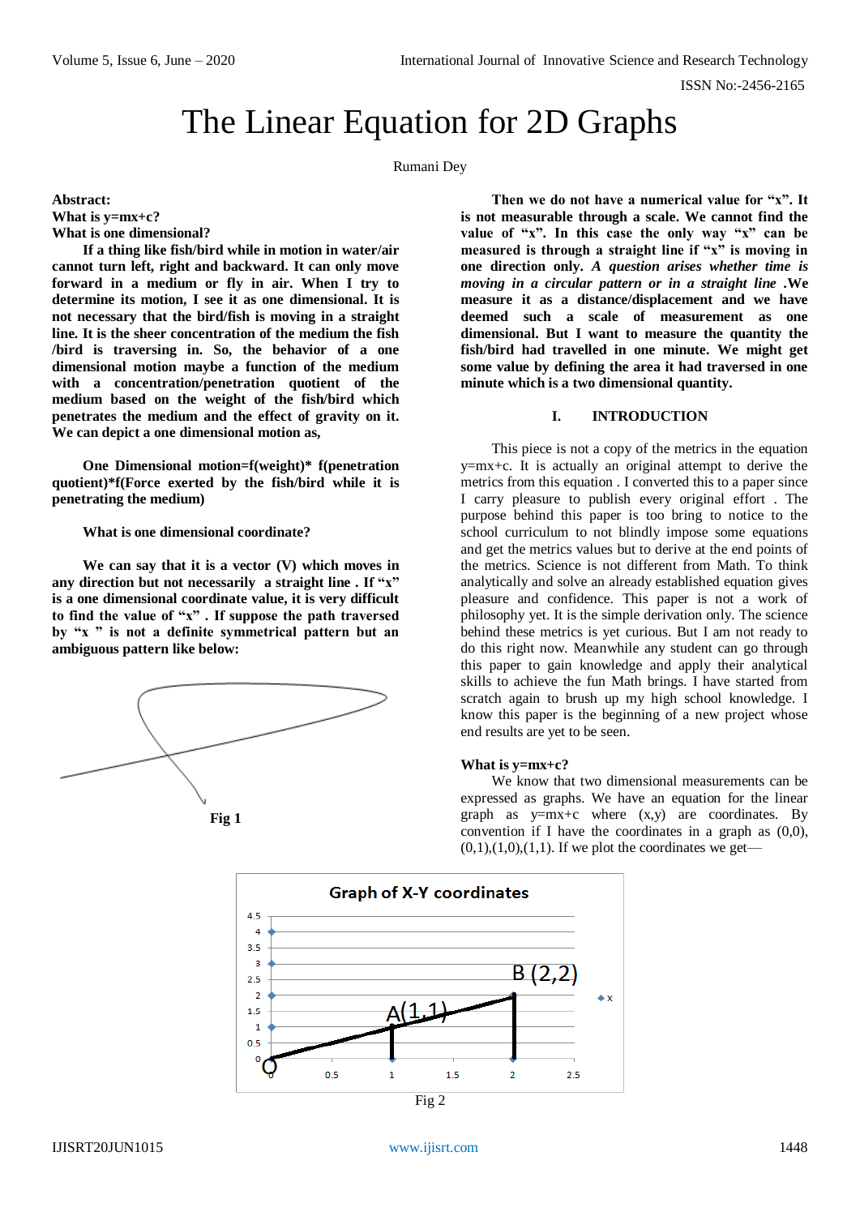# The Linear Equation for 2D Graphs

Rumani Dey

**Abstract:**
**What is y=mx+c?**
**What is one dimensional?**

**If a thing like fish/bird while in motion in water/air cannot turn left, right and backward. It can only move forward in a medium or fly in air. When I try to determine its motion, I see it as one dimensional. It is not necessary that the bird/fish is moving in a straight line. It is the sheer concentration of the medium the fish /bird is traversing in. So, the behavior of a one dimensional motion maybe a function of the medium with a concentration/penetration quotient of the medium based on the weight of the fish/bird which penetrates the medium and the effect of gravity on it. We can depict a one dimensional motion as,**

**One Dimensional motion=f(weight)\* f(penetration quotient)\*f(Force exerted by the fish/bird while it is penetrating the medium)**

**What is one dimensional coordinate?**

**We can say that it is a vector (V) which moves in any direction but not necessarily a straight line . If "x" is a one dimensional coordinate value, it is very difficult to find the value of "x" . If suppose the path traversed by "x " is not a definite symmetrical pattern but an ambiguous pattern like below:**

**Fig 1**

**Then we do not have a numerical value for "x". It is not measurable through a scale. We cannot find the value of "x". In this case the only way "x" can be measured is through a straight line if "x" is moving in one direction only.** ***A question arises whether time is moving in a circular pattern or in a straight line*** **.We measure it as a distance/displacement and we have deemed such a scale of measurement as one dimensional. But I want to measure the quantity the fish/bird had travelled in one minute. We might get some value by defining the area it had traversed in one minute which is a two dimensional quantity.**

## I. INTRODUCTION

This piece is not a copy of the metrics in the equation y=mx+c. It is actually an original attempt to derive the metrics from this equation . I converted this to a paper since I carry pleasure to publish every original effort . The purpose behind this paper is too bring to notice to the school curriculum to not blindly impose some equations and get the metrics values but to derive at the end points of the metrics. Science is not different from Math. To think analytically and solve an already established equation gives pleasure and confidence. This paper is not a work of philosophy yet. It is the simple derivation only. The science behind these metrics is yet curious. But I am not ready to do this right now. Meanwhile any student can go through this paper to gain knowledge and apply their analytical skills to achieve the fun Math brings. I have started from scratch again to brush up my high school knowledge. I know this paper is the beginning of a new project whose end results are yet to be seen.

**What is y=mx+c?**

We know that two dimensional measurements can be expressed as graphs. We have an equation for the linear graph as y=mx+c where (x,y) are coordinates. By convention if I have the coordinates in a graph as (0,0), (0,1),(1,0),(1,1). If we plot the coordinates we get—

Fig 2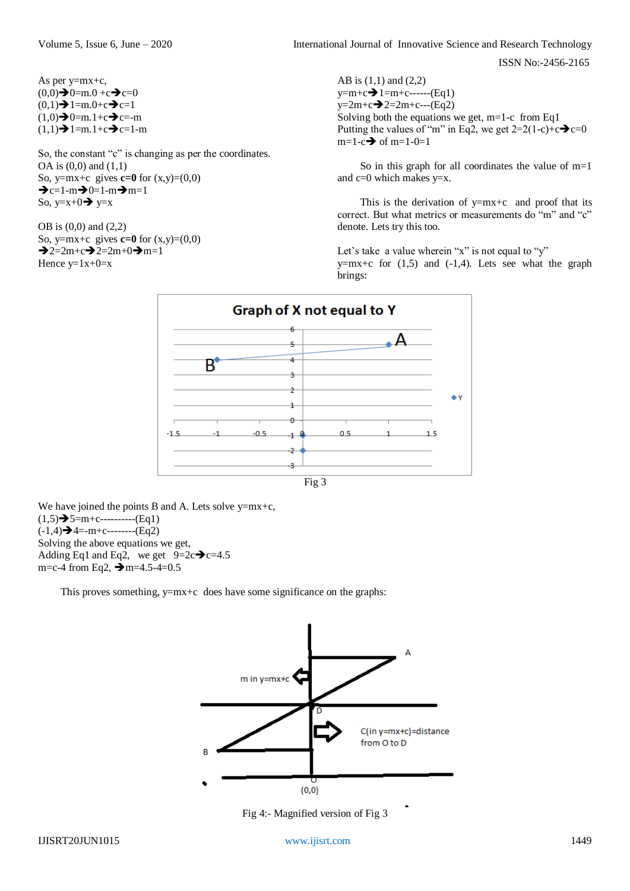As per y=mx+c,
(0,0)➔0=m.0 +c➔c=0
(0,1)➔1=m.0+c➔c=1
(1,0)➔0=m.1+c➔c=-m
(1,1)➔1=m.1+c➔c=1-m

So, the constant "c" is changing as per the coordinates.
OA is (0,0) and (1,1)
So, y=mx+c gives **c=0** for (x,y)=(0,0)
➔c=1-m➔0=1-m➔m=1
So, y=x+0➔ y=x

OB is (0,0) and (2,2)
So, y=mx+c gives **c=0** for (x,y)=(0,0)
➔2=2m+c➔2=2m+0➔m=1
Hence y=1x+0=x

AB is (1,1) and (2,2)
y=m+c➔1=m+c------(Eq1)
y=2m+c➔2=2m+c---(Eq2)
Solving both the equations we get, m=1-c from Eq1
Putting the values of "m" in Eq2, we get 2=2(1-c)+c➔c=0
m=1-c➔ of m=1-0=1

So in this graph for all coordinates the value of m=1 and c=0 which makes y=x.

This is the derivation of y=mx+c and proof that its correct. But what metrics or measurements do "m" and "c" denote. Lets try this too.

Let's take a value wherein "x" is not equal to "y"
y=mx+c for (1,5) and (-1,4). Lets see what the graph brings:

Fig 3

We have joined the points B and A. Lets solve y=mx+c,
(1,5)➔5=m+c----------(Eq1)
(-1,4)➔4=-m+c--------(Eq2)
Solving the above equations we get,
Adding Eq1 and Eq2, we get 9=2c➔c=4.5
m=c-4 from Eq2, ➔m=4.5-4=0.5

This proves something, y=mx+c does have some significance on the graphs:

Fig 4:- Magnified version of Fig 3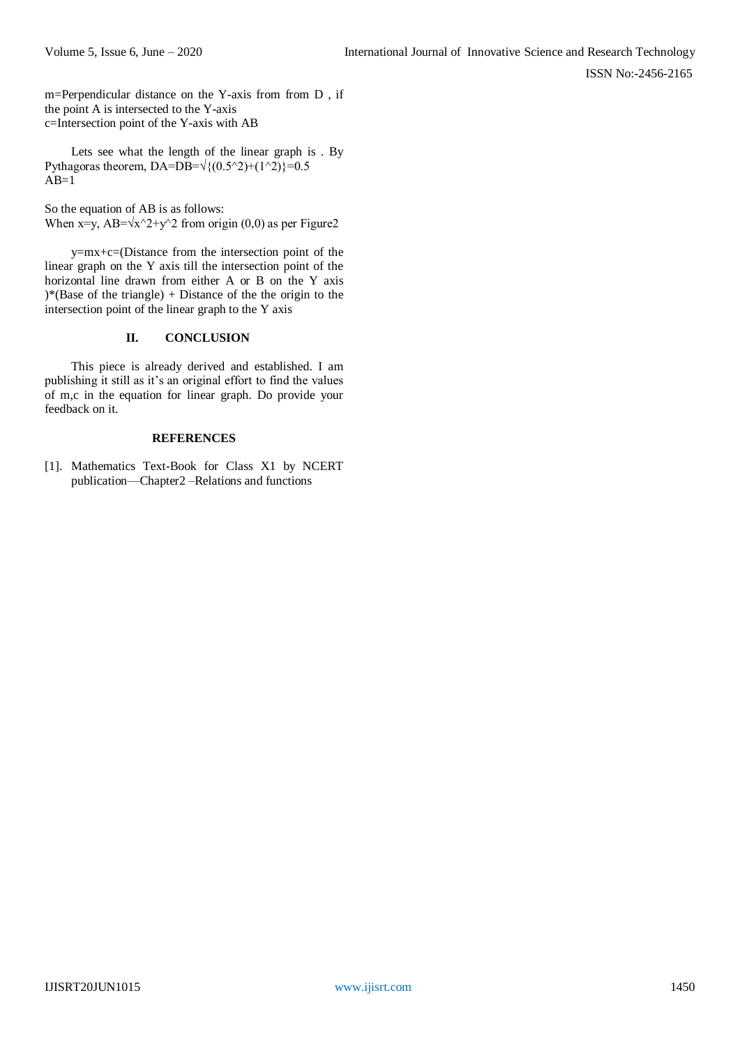$m$=Perpendicular distance on the Y-axis from from D , if the point A is intersected to the Y-axis
$c$=Intersection point of the Y-axis with AB

Lets see what the length of the linear graph is . By Pythagoras theorem, $DA=DB=\sqrt{(0.5^2)+(1^2)}=0.5$
$AB=1$

So the equation of AB is as follows:
When $x=y$, $AB=\sqrt{x^2+y^2}$ from origin (0,0) as per Figure2

$y=mx+c$=(Distance from the intersection point of the linear graph on the Y axis till the intersection point of the horizontal line drawn from either A or B on the Y axis )*(Base of the triangle) + Distance of the the origin to the intersection point of the linear graph to the Y axis

## II. CONCLUSION

This piece is already derived and established. I am publishing it still as it's an original effort to find the values of m,c in the equation for linear graph. Do provide your feedback on it.

## REFERENCES

[1]. Mathematics Text-Book for Class X1 by NCERT publication—Chapter2 –Relations and functions